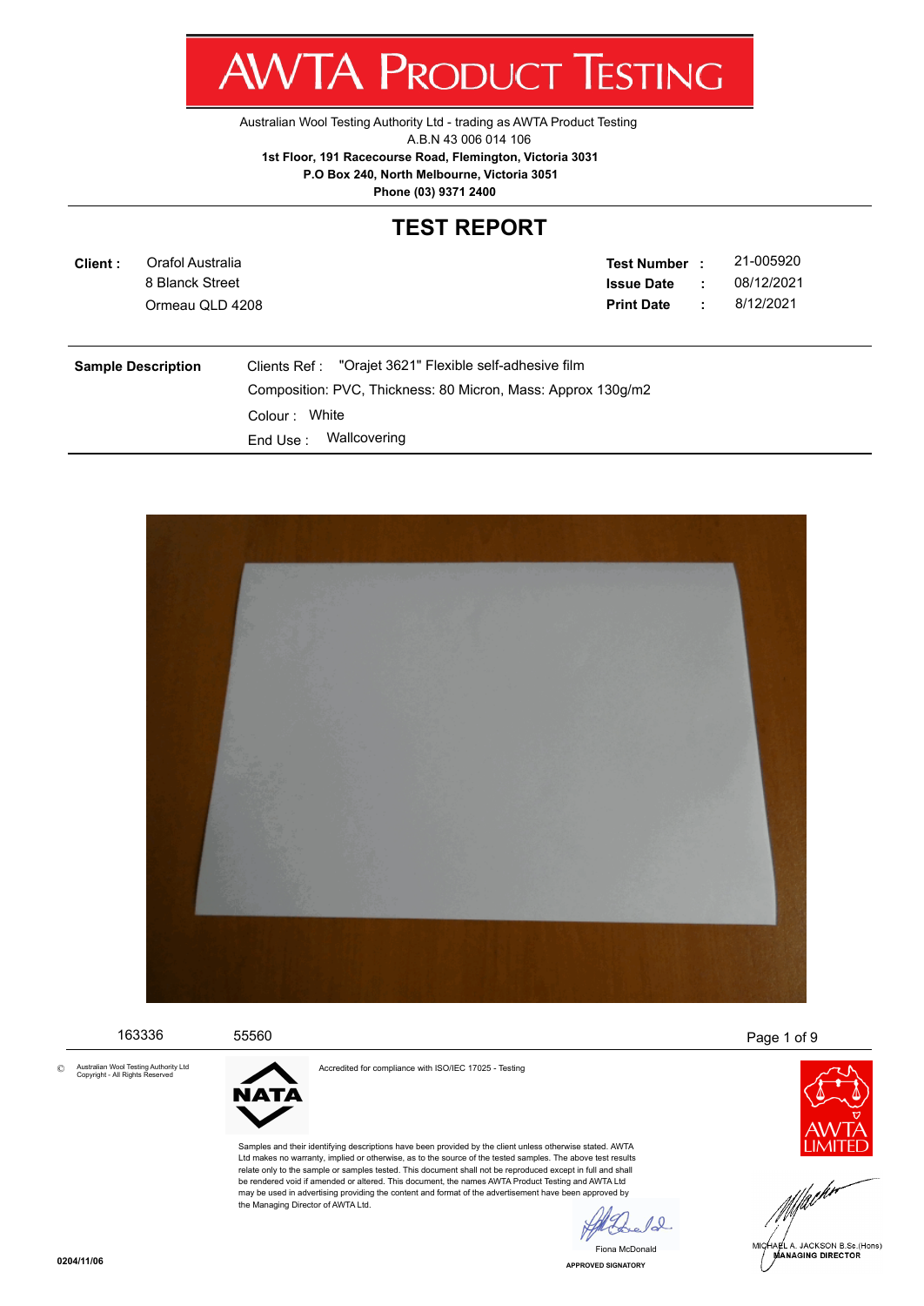# AWTA PRODUCT TESTING

Australian Wool Testing Authority Ltd - trading as AWTA Product Testing
A.B.N 43 006 014 106
**1st Floor, 191 Racecourse Road, Flemington, Victoria 3031**
**P.O Box 240, North Melbourne, Victoria 3051**
**Phone (03) 9371 2400**

## TEST REPORT

**Client :** Orafol Australia
8 Blanck Street
Ormeau QLD 4208

**Test Number :** 21-005920
**Issue Date :** 08/12/2021
**Print Date :** 8/12/2021

**Sample Description**

Clients Ref : "Orajet 3621" Flexible self-adhesive film
Composition: PVC, Thickness: 80 Micron, Mass: Approx 130g/m2
Colour : White
End Use : Wallcovering

163336 55560

© Australian Wool Testing Authority Ltd Copyright - All Rights Reserved

NATA

Accredited for compliance with ISO/IEC 17025 - Testing

Samples and their identifying descriptions have been provided by the client unless otherwise stated. AWTA Ltd makes no warranty, implied or otherwise, as to the source of the tested samples. The above test results relate only to the sample or samples tested. This document shall not be reproduced except in full and shall be rendered void if amended or altered. This document, the names AWTA Product Testing and AWTA Ltd may be used in advertising providing the content and format of the advertisement have been approved by the Managing Director of AWTA Ltd.

Fiona McDonald
APPROVED SIGNATORY

AWTA LIMITED

MICHAEL A. JACKSON B.Sc.(Hons)
MANAGING DIRECTOR

0204/11/06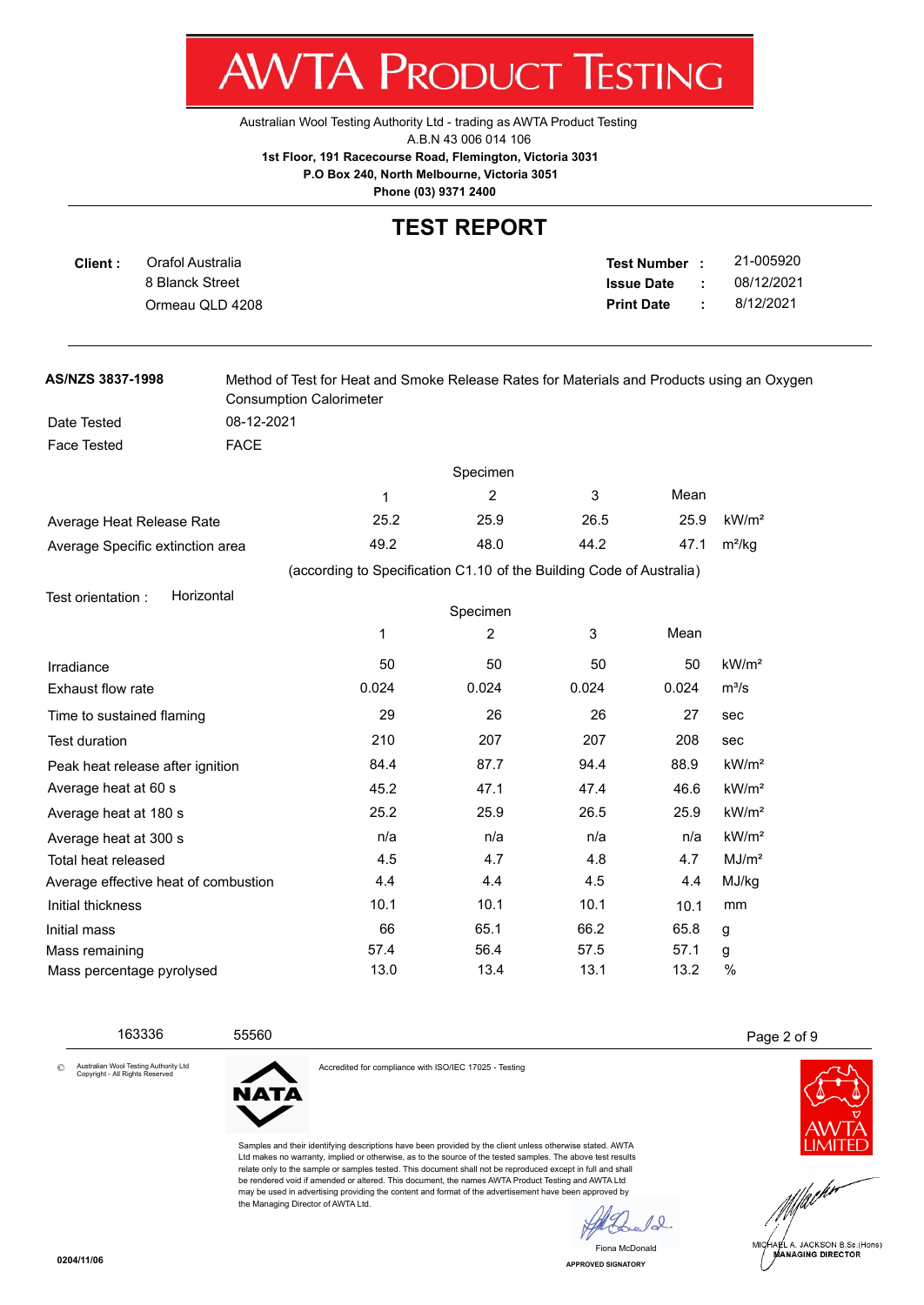# AWTA PRODUCT TESTING

Australian Wool Testing Authority Ltd - trading as AWTA Product Testing
A.B.N 43 006 014 106
**1st Floor, 191 Racecourse Road, Flemington, Victoria 3031**
**P.O Box 240, North Melbourne, Victoria 3051**
**Phone (03) 9371 2400**

## TEST REPORT

**Client :** Orafol Australia
8 Blanck Street
Ormeau QLD 4208

**Test Number :** 21-005920
**Issue Date :** 08/12/2021
**Print Date :** 8/12/2021

**AS/NZS 3837-1998** Method of Test for Heat and Smoke Release Rates for Materials and Products using an Oxygen Consumption Calorimeter

Date Tested 08-12-2021
Face Tested FACE

| | Specimen 1 | Specimen 2 | Specimen 3 | Mean | |
|---|---|---|---|---|---|
| Average Heat Release Rate | 25.2 | 25.9 | 26.5 | 25.9 | kW/m² |
| Average Specific extinction area | 49.2 | 48.0 | 44.2 | 47.1 | m²/kg |

(according to Specification C1.10 of the Building Code of Australia)

Test orientation : Horizontal

| | Specimen 1 | Specimen 2 | Specimen 3 | Mean | |
|---|---|---|---|---|---|
| Irradiance | 50 | 50 | 50 | 50 | kW/m² |
| Exhaust flow rate | 0.024 | 0.024 | 0.024 | 0.024 | m³/s |
| Time to sustained flaming | 29 | 26 | 26 | 27 | sec |
| Test duration | 210 | 207 | 207 | 208 | sec |
| Peak heat release after ignition | 84.4 | 87.7 | 94.4 | 88.9 | kW/m² |
| Average heat at 60 s | 45.2 | 47.1 | 47.4 | 46.6 | kW/m² |
| Average heat at 180 s | 25.2 | 25.9 | 26.5 | 25.9 | kW/m² |
| Average heat at 300 s | n/a | n/a | n/a | n/a | kW/m² |
| Total heat released | 4.5 | 4.7 | 4.8 | 4.7 | MJ/m² |
| Average effective heat of combustion | 4.4 | 4.4 | 4.5 | 4.4 | MJ/kg |
| Initial thickness | 10.1 | 10.1 | 10.1 | 10.1 | mm |
| Initial mass | 66 | 65.1 | 66.2 | 65.8 | g |
| Mass remaining | 57.4 | 56.4 | 57.5 | 57.1 | g |
| Mass percentage pyrolysed | 13.0 | 13.4 | 13.1 | 13.2 | % |

163336 55560

© Australian Wool Testing Authority Ltd Copyright - All Rights Reserved

NATA

Accredited for compliance with ISO/IEC 17025 - Testing

Samples and their identifying descriptions have been provided by the client unless otherwise stated. AWTA Ltd makes no warranty, implied or otherwise, as to the source of the tested samples. The above test results relate only to the sample or samples tested. This document shall not be reproduced except in full and shall be rendered void if amended or altered. This document, the names AWTA Product Testing and AWTA Ltd may be used in advertising providing the content and format of the advertisement have been approved by the Managing Director of AWTA Ltd.

Fiona McDonald
APPROVED SIGNATORY

AWTA LIMITED

MICHAEL A. JACKSON B.Sc.(Hons)
MANAGING DIRECTOR

0204/11/06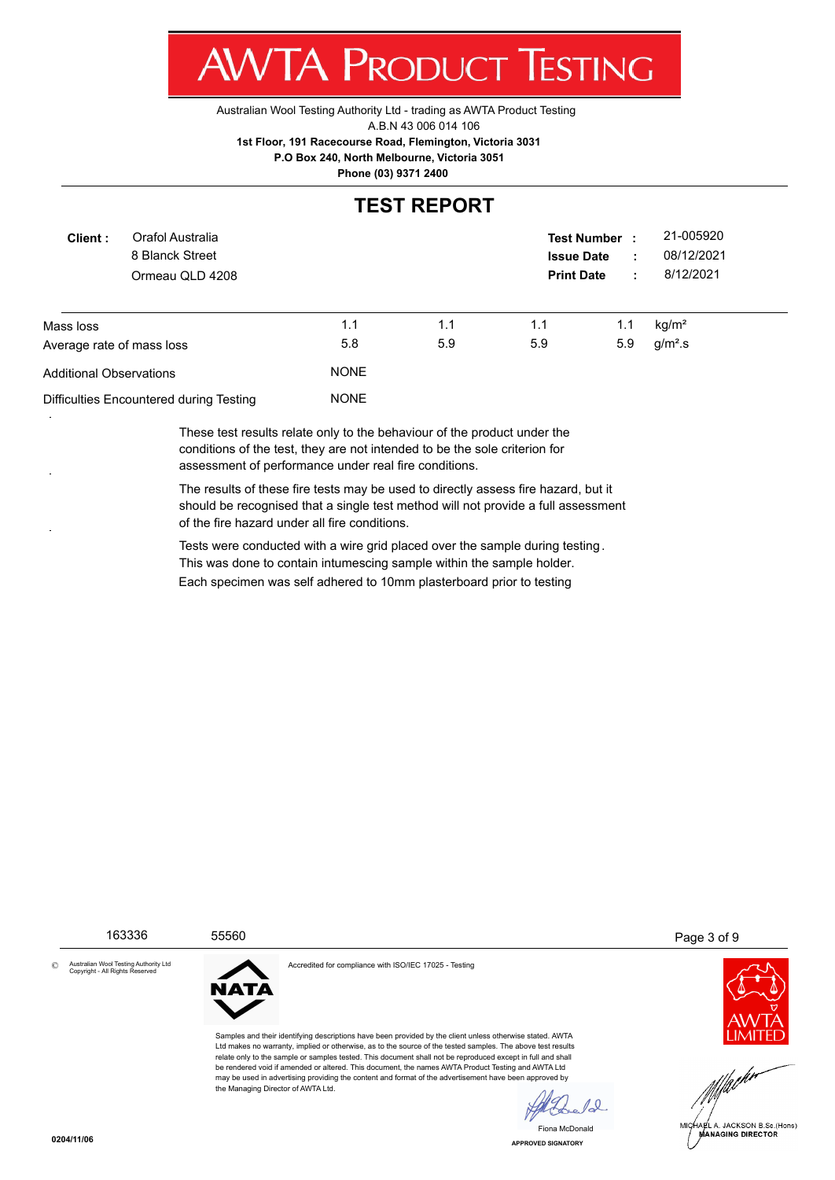# AWTA PRODUCT TESTING

Australian Wool Testing Authority Ltd - trading as AWTA Product Testing
A.B.N 43 006 014 106
**1st Floor, 191 Racecourse Road, Flemington, Victoria 3031**
**P.O Box 240, North Melbourne, Victoria 3051**
**Phone (03) 9371 2400**

## TEST REPORT

**Client :** Orafol Australia
8 Blanck Street
Ormeau QLD 4208

**Test Number :** 21-005920
**Issue Date :** 08/12/2021
**Print Date :** 8/12/2021

| | | | | | |
|---|---|---|---|---|---|
| Mass loss | 1.1 | 1.1 | 1.1 | 1.1 | kg/m² |
| Average rate of mass loss | 5.8 | 5.9 | 5.9 | 5.9 | g/m².s |
| Additional Observations | NONE | | | | |
| Difficulties Encountered during Testing | NONE | | | | |

These test results relate only to the behaviour of the product under the conditions of the test, they are not intended to be the sole criterion for assessment of performance under real fire conditions.

The results of these fire tests may be used to directly assess fire hazard, but it should be recognised that a single test method will not provide a full assessment of the fire hazard under all fire conditions.

Tests were conducted with a wire grid placed over the sample during testing. This was done to contain intumescing sample within the sample holder.
Each specimen was self adhered to 10mm plasterboard prior to testing

163336 55560

© Australian Wool Testing Authority Ltd Copyright - All Rights Reserved

Accredited for compliance with ISO/IEC 17025 - Testing

Samples and their identifying descriptions have been provided by the client unless otherwise stated. AWTA Ltd makes no warranty, implied or otherwise, as to the source of the tested samples. The above test results relate only to the sample or samples tested. This document shall not be reproduced except in full and shall be rendered void if amended or altered. This document, the names AWTA Product Testing and AWTA Ltd may be used in advertising providing the content and format of the advertisement have been approved by the Managing Director of AWTA Ltd.

Fiona McDonald
APPROVED SIGNATORY

MICHAEL A. JACKSON B.Sc.(Hons)
MANAGING DIRECTOR

0204/11/06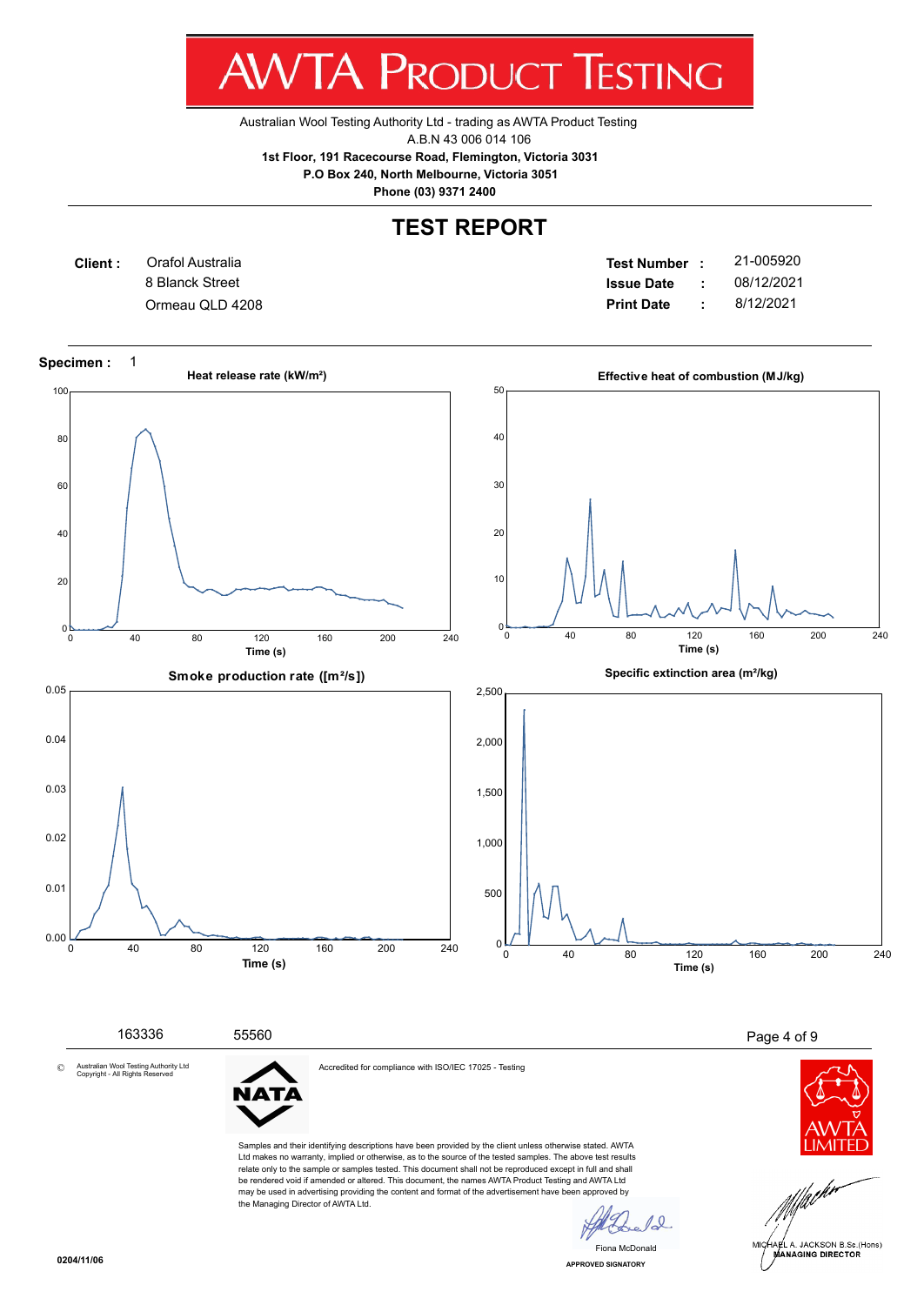# AWTA PRODUCT TESTING

Australian Wool Testing Authority Ltd - trading as AWTA Product Testing
A.B.N 43 006 014 106
**1st Floor, 191 Racecourse Road, Flemington, Victoria 3031**
**P.O Box 240, North Melbourne, Victoria 3051**
**Phone (03) 9371 2400**

## TEST REPORT

**Client :** Orafol Australia
8 Blanck Street
Ormeau QLD 4208

**Test Number :** 21-005920
**Issue Date :** 08/12/2021
**Print Date :** 8/12/2021

**Specimen :** 1

**Heat release rate (kW/m²)**

**Effective heat of combustion (MJ/kg)**

**Smoke production rate ([m²/s])**

**Specific extinction area (m²/kg)**

163336 55560

© Australian Wool Testing Authority Ltd Copyright - All Rights Reserved

Accredited for compliance with ISO/IEC 17025 - Testing

Samples and their identifying descriptions have been provided by the client unless otherwise stated. AWTA Ltd makes no warranty, implied or otherwise, as to the source of the tested samples. The above test results relate only to the sample or samples tested. This document shall not be reproduced except in full and shall be rendered void if amended or altered. This document, the names AWTA Product Testing and AWTA Ltd may be used in advertising providing the content and format of the advertisement have been approved by the Managing Director of AWTA Ltd.

Fiona McDonald
APPROVED SIGNATORY

MICHAEL A. JACKSON B.Sc.(Hons)
MANAGING DIRECTOR

0204/11/06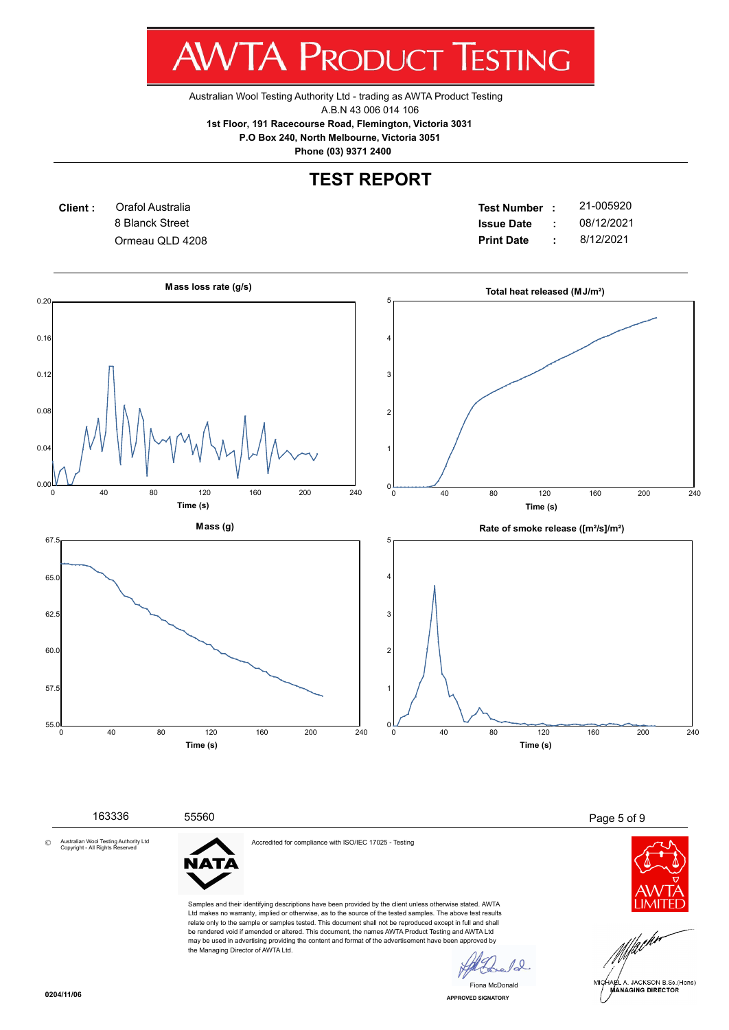# AWTA PRODUCT TESTING

Australian Wool Testing Authority Ltd - trading as AWTA Product Testing
A.B.N 43 006 014 106
**1st Floor, 191 Racecourse Road, Flemington, Victoria 3031**
**P.O Box 240, North Melbourne, Victoria 3051**
**Phone (03) 9371 2400**

## TEST REPORT

**Client :** Orafol Australia
8 Blanck Street
Ormeau QLD 4208

**Test Number :** 21-005920
**Issue Date :** 08/12/2021
**Print Date :** 8/12/2021

**Mass loss rate (g/s)** — Time (s)

**Total heat released (MJ/m²)** — Time (s)

**Mass (g)** — Time (s)

**Rate of smoke release ([m²/s]/m²)** — Time (s)

163336 55560

© Australian Wool Testing Authority Ltd Copyright - All Rights Reserved

NATA

Accredited for compliance with ISO/IEC 17025 - Testing

Samples and their identifying descriptions have been provided by the client unless otherwise stated. AWTA Ltd makes no warranty, implied or otherwise, as to the source of the tested samples. The above test results relate only to the sample or samples tested. This document shall not be reproduced except in full and shall be rendered void if amended or altered. This document, the names AWTA Product Testing and AWTA Ltd may be used in advertising providing the content and format of the advertisement have been approved by the Managing Director of AWTA Ltd.

Fiona McDonald
APPROVED SIGNATORY

AWTA LIMITED

MICHAEL A. JACKSON B.Sc.(Hons)
MANAGING DIRECTOR

0204/11/06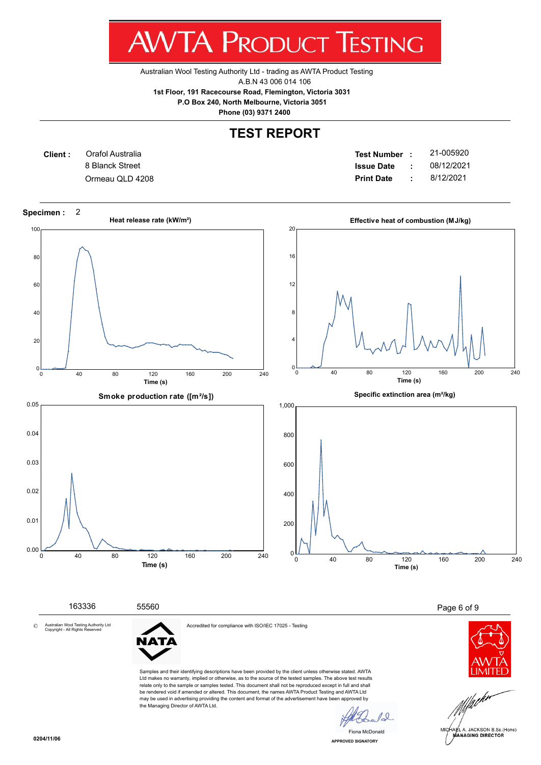# AWTA PRODUCT TESTING

Australian Wool Testing Authority Ltd - trading as AWTA Product Testing
A.B.N 43 006 014 106
**1st Floor, 191 Racecourse Road, Flemington, Victoria 3031**
**P.O Box 240, North Melbourne, Victoria 3051**
**Phone (03) 9371 2400**

## TEST REPORT

**Client :** Orafol Australia
8 Blanck Street
Ormeau QLD 4208

**Test Number :** 21-005920
**Issue Date :** 08/12/2021
**Print Date :** 8/12/2021

**Specimen :** 2

**Heat release rate (kW/m²)**

**Effective heat of combustion (MJ/kg)**

**Smoke production rate ([m²/s])**

**Specific extinction area (m²/kg)**

Time (s)

163336 55560

© Australian Wool Testing Authority Ltd Copyright - All Rights Reserved

NATA

Accredited for compliance with ISO/IEC 17025 - Testing

Samples and their identifying descriptions have been provided by the client unless otherwise stated. AWTA Ltd makes no warranty, implied or otherwise, as to the source of the tested samples. The above test results relate only to the sample or samples tested. This document shall not be reproduced except in full and shall be rendered void if amended or altered. This document, the names AWTA Product Testing and AWTA Ltd may be used in advertising providing the content and format of the advertisement have been approved by the Managing Director of AWTA Ltd.

Fiona McDonald
APPROVED SIGNATORY

MICHAEL A. JACKSON B.Sc.(Hons)
MANAGING DIRECTOR

0204/11/06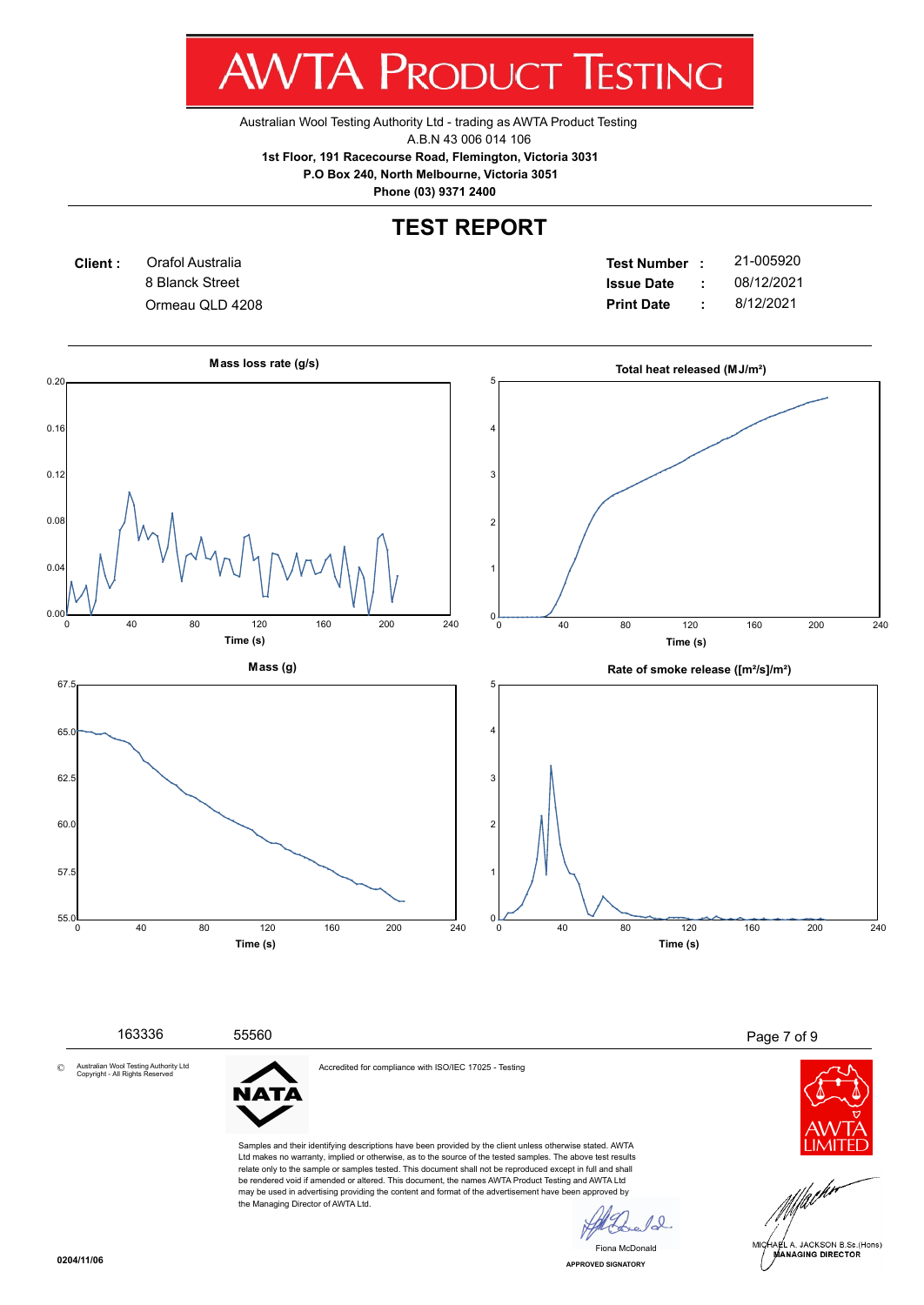# AWTA PRODUCT TESTING

Australian Wool Testing Authority Ltd - trading as AWTA Product Testing
A.B.N 43 006 014 106
**1st Floor, 191 Racecourse Road, Flemington, Victoria 3031**
**P.O Box 240, North Melbourne, Victoria 3051**
**Phone (03) 9371 2400**

## TEST REPORT

**Client :** Orafol Australia
8 Blanck Street
Ormeau QLD 4208

**Test Number :** 21-005920
**Issue Date :** 08/12/2021
**Print Date :** 8/12/2021

**Mass loss rate (g/s)** — Time (s)

**Total heat released (MJ/m²)** — Time (s)

**Mass (g)** — Time (s)

**Rate of smoke release ([m²/s]/m²)** — Time (s)

163336 55560

© Australian Wool Testing Authority Ltd Copyright - All Rights Reserved

NATA

Accredited for compliance with ISO/IEC 17025 - Testing

Samples and their identifying descriptions have been provided by the client unless otherwise stated. AWTA Ltd makes no warranty, implied or otherwise, as to the source of the tested samples. The above test results relate only to the sample or samples tested. This document shall not be reproduced except in full and shall be rendered void if amended or altered. This document, the names AWTA Product Testing and AWTA Ltd may be used in advertising providing the content and format of the advertisement have been approved by the Managing Director of AWTA Ltd.

Fiona McDonald
APPROVED SIGNATORY

AWTA LIMITED

MICHAEL A. JACKSON B.Sc.(Hons)
MANAGING DIRECTOR

0204/11/06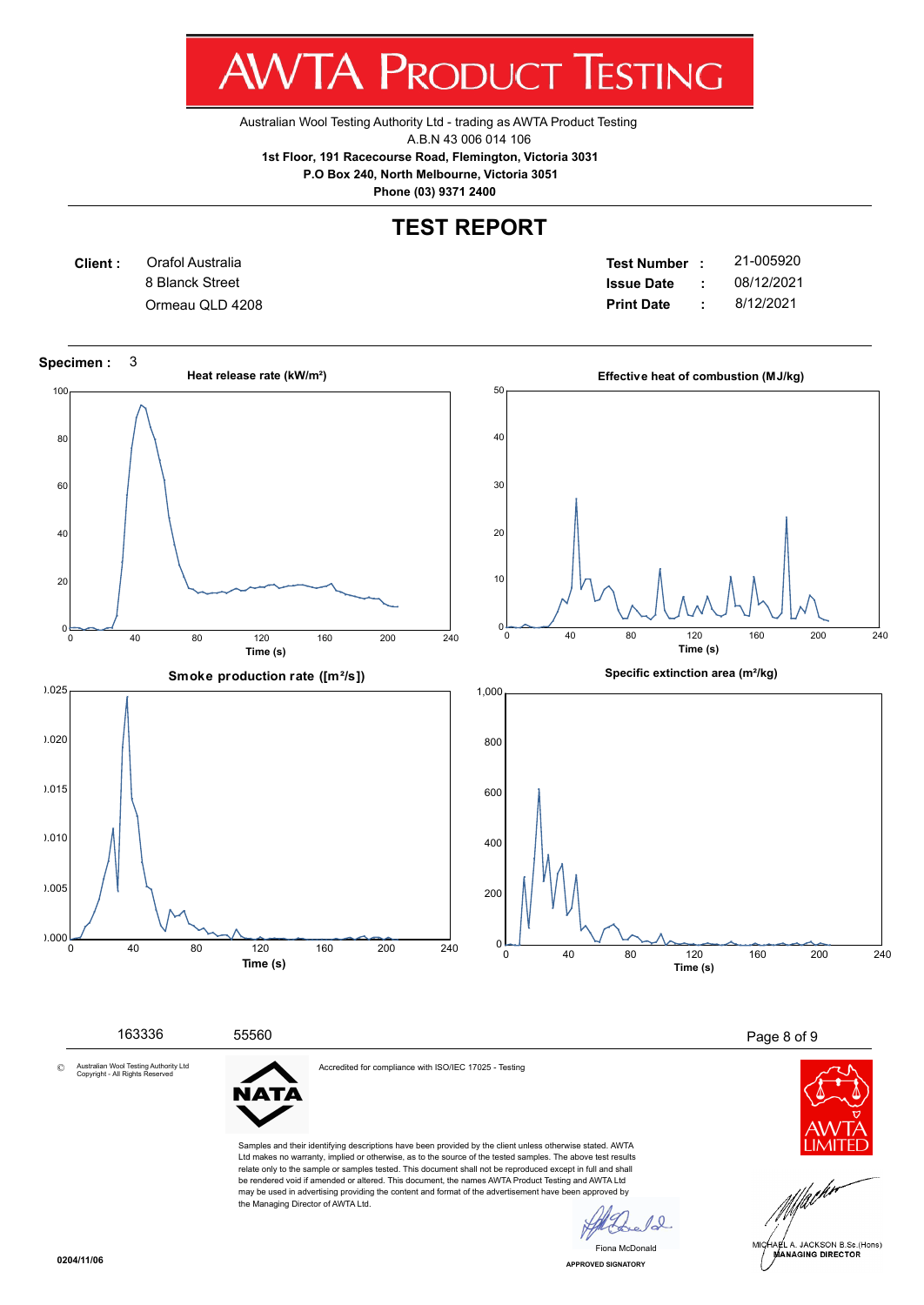# AWTA Product Testing

Australian Wool Testing Authority Ltd - trading as AWTA Product Testing
A.B.N 43 006 014 106
**1st Floor, 191 Racecourse Road, Flemington, Victoria 3031**
**P.O Box 240, North Melbourne, Victoria 3051**
**Phone (03) 9371 2400**

## TEST REPORT

**Client :** Orafol Australia
8 Blanck Street
Ormeau QLD 4208

**Test Number :** 21-005920
**Issue Date :** 08/12/2021
**Print Date :** 8/12/2021

**Specimen :** 3

**Heat release rate (kW/m²)**

**Effective heat of combustion (MJ/kg)**

**Smoke production rate ([m²/s])**

**Specific extinction area (m²/kg)**

163336 55560

© Australian Wool Testing Authority Ltd Copyright - All Rights Reserved

Accredited for compliance with ISO/IEC 17025 - Testing

Samples and their identifying descriptions have been provided by the client unless otherwise stated. AWTA Ltd makes no warranty, implied or otherwise, as to the source of the tested samples. The above test results relate only to the sample or samples tested. This document shall not be reproduced except in full and shall be rendered void if amended or altered. This document, the names AWTA Product Testing and AWTA Ltd may be used in advertising providing the content and format of the advertisement have been approved by the Managing Director of AWTA Ltd.

Fiona McDonald
APPROVED SIGNATORY

MICHAEL A. JACKSON B.Sc.(Hons)
MANAGING DIRECTOR

0204/11/06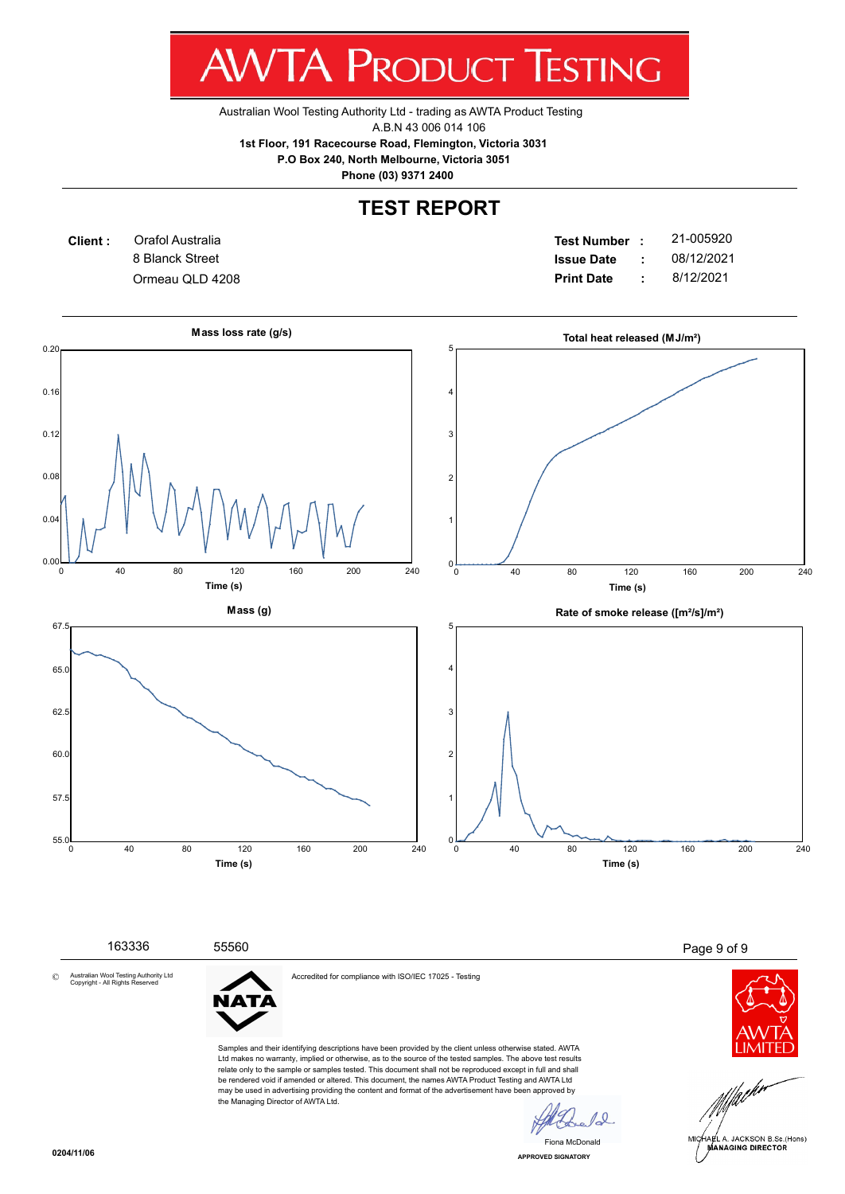# AWTA PRODUCT TESTING

Australian Wool Testing Authority Ltd - trading as AWTA Product Testing
A.B.N 43 006 014 106
**1st Floor, 191 Racecourse Road, Flemington, Victoria 3031**
**P.O Box 240, North Melbourne, Victoria 3051**
**Phone (03) 9371 2400**

## TEST REPORT

**Client :** Orafol Australia
8 Blanck Street
Ormeau QLD 4208

**Test Number :** 21-005920
**Issue Date :** 08/12/2021
**Print Date :** 8/12/2021

**Mass loss rate (g/s)**
0.20
0.16
0.12
0.08
0.04
0.00
0 40 80 120 160 200 240
**Time (s)**

**Total heat released (MJ/m²)**
5
4
3
2
1
0
0 40 80 120 160 200 240
**Time (s)**

**Mass (g)**
67.5
65.0
62.5
60.0
57.5
55.0
0 40 80 120 160 200 240
**Time (s)**

**Rate of smoke release ([m²/s]/m²)**
5
4
3
2
1
0
0 40 80 120 160 200 240
**Time (s)**

163336 55560

© Australian Wool Testing Authority Ltd Copyright - All Rights Reserved

NATA

Accredited for compliance with ISO/IEC 17025 - Testing

Samples and their identifying descriptions have been provided by the client unless otherwise stated. AWTA Ltd makes no warranty, implied or otherwise, as to the source of the tested samples. The above test results relate only to the sample or samples tested. This document shall not be reproduced except in full and shall be rendered void if amended or altered. This document, the names AWTA Product Testing and AWTA Ltd may be used in advertising providing the content and format of the advertisement have been approved by the Managing Director of AWTA Ltd.

Fiona McDonald
APPROVED SIGNATORY

AWTA LIMITED

MICHAEL A. JACKSON B.Sc.(Hons)
MANAGING DIRECTOR

0204/11/06